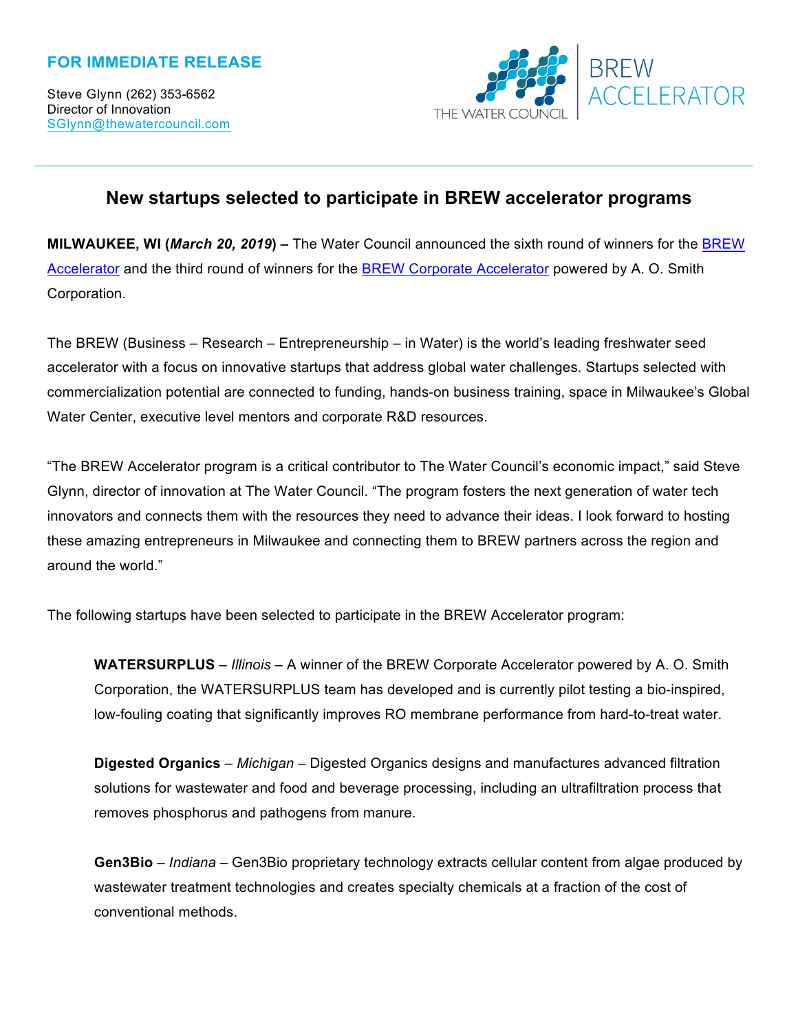**FOR IMMEDIATE RELEASE**

Steve Glynn (262) 353-6562
Director of Innovation
SGlynn@thewatercouncil.com

THE WATER COUNCIL | BREW ACCELERATOR

## New startups selected to participate in BREW accelerator programs

**MILWAUKEE, WI (*March 20, 2019*) –** The Water Council announced the sixth round of winners for the BREW Accelerator and the third round of winners for the BREW Corporate Accelerator powered by A. O. Smith Corporation.

The BREW (Business – Research – Entrepreneurship – in Water) is the world's leading freshwater seed accelerator with a focus on innovative startups that address global water challenges. Startups selected with commercialization potential are connected to funding, hands-on business training, space in Milwaukee's Global Water Center, executive level mentors and corporate R&D resources.

"The BREW Accelerator program is a critical contributor to The Water Council's economic impact," said Steve Glynn, director of innovation at The Water Council. "The program fosters the next generation of water tech innovators and connects them with the resources they need to advance their ideas. I look forward to hosting these amazing entrepreneurs in Milwaukee and connecting them to BREW partners across the region and around the world."

The following startups have been selected to participate in the BREW Accelerator program:

> **WATERSURPLUS** – *Illinois* – A winner of the BREW Corporate Accelerator powered by A. O. Smith Corporation, the WATERSURPLUS team has developed and is currently pilot testing a bio-inspired, low-fouling coating that significantly improves RO membrane performance from hard-to-treat water.
>
> **Digested Organics** – *Michigan* – Digested Organics designs and manufactures advanced filtration solutions for wastewater and food and beverage processing, including an ultrafiltration process that removes phosphorus and pathogens from manure.
>
> **Gen3Bio** – *Indiana* – Gen3Bio proprietary technology extracts cellular content from algae produced by wastewater treatment technologies and creates specialty chemicals at a fraction of the cost of conventional methods.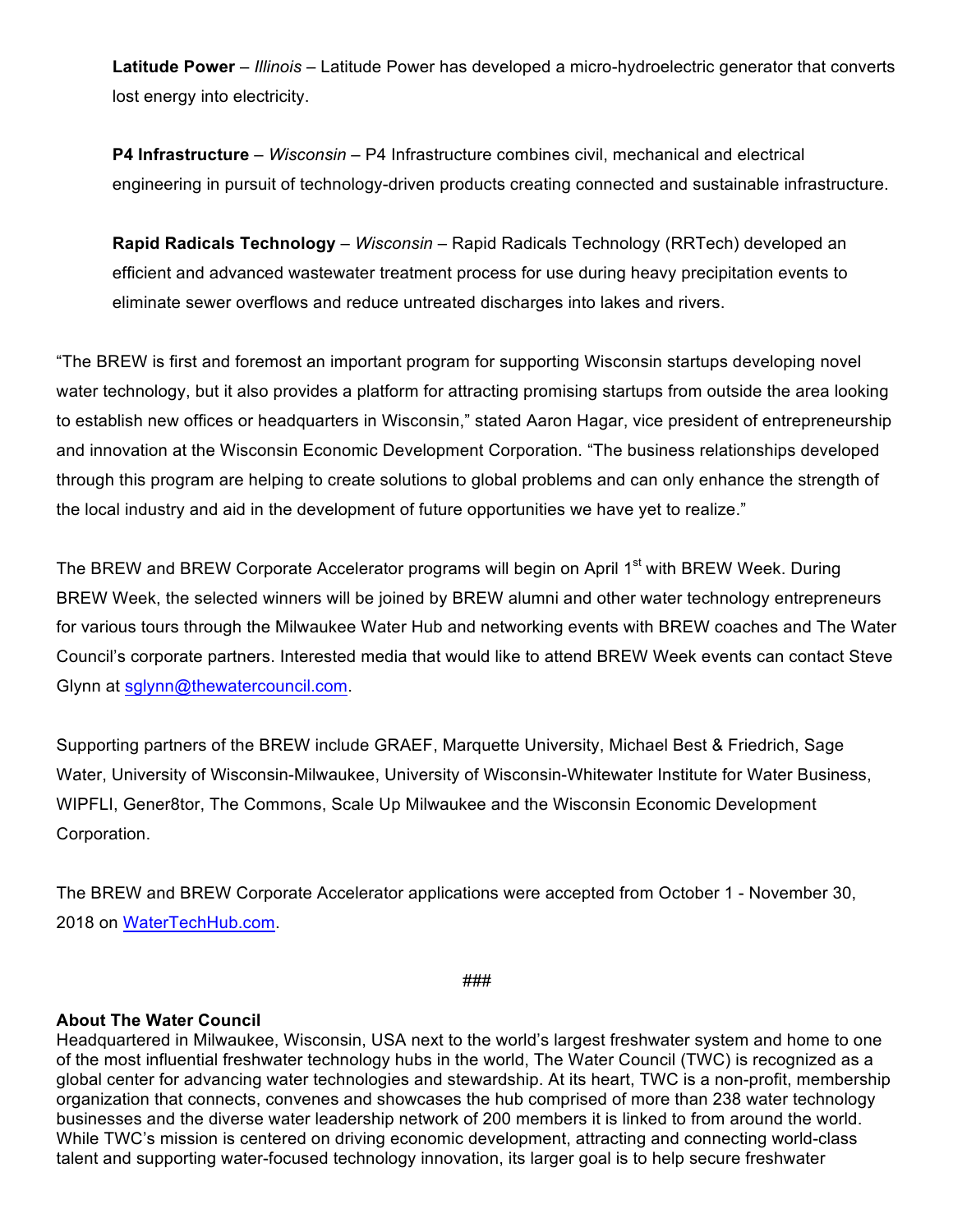**Latitude Power** – *Illinois* – Latitude Power has developed a micro-hydroelectric generator that converts lost energy into electricity.

**P4 Infrastructure** – *Wisconsin* – P4 Infrastructure combines civil, mechanical and electrical engineering in pursuit of technology-driven products creating connected and sustainable infrastructure.

**Rapid Radicals Technology** – *Wisconsin* – Rapid Radicals Technology (RRTech) developed an efficient and advanced wastewater treatment process for use during heavy precipitation events to eliminate sewer overflows and reduce untreated discharges into lakes and rivers.

"The BREW is first and foremost an important program for supporting Wisconsin startups developing novel water technology, but it also provides a platform for attracting promising startups from outside the area looking to establish new offices or headquarters in Wisconsin," stated Aaron Hagar, vice president of entrepreneurship and innovation at the Wisconsin Economic Development Corporation. "The business relationships developed through this program are helping to create solutions to global problems and can only enhance the strength of the local industry and aid in the development of future opportunities we have yet to realize."

The BREW and BREW Corporate Accelerator programs will begin on April 1st with BREW Week. During BREW Week, the selected winners will be joined by BREW alumni and other water technology entrepreneurs for various tours through the Milwaukee Water Hub and networking events with BREW coaches and The Water Council's corporate partners. Interested media that would like to attend BREW Week events can contact Steve Glynn at sglynn@thewatercouncil.com.

Supporting partners of the BREW include GRAEF, Marquette University, Michael Best & Friedrich, Sage Water, University of Wisconsin-Milwaukee, University of Wisconsin-Whitewater Institute for Water Business, WIPFLI, Gener8tor, The Commons, Scale Up Milwaukee and the Wisconsin Economic Development Corporation.

The BREW and BREW Corporate Accelerator applications were accepted from October 1 - November 30, 2018 on WaterTechHub.com.

###

**About The Water Council**

Headquartered in Milwaukee, Wisconsin, USA next to the world's largest freshwater system and home to one of the most influential freshwater technology hubs in the world, The Water Council (TWC) is recognized as a global center for advancing water technologies and stewardship. At its heart, TWC is a non-profit, membership organization that connects, convenes and showcases the hub comprised of more than 238 water technology businesses and the diverse water leadership network of 200 members it is linked to from around the world. While TWC's mission is centered on driving economic development, attracting and connecting world-class talent and supporting water-focused technology innovation, its larger goal is to help secure freshwater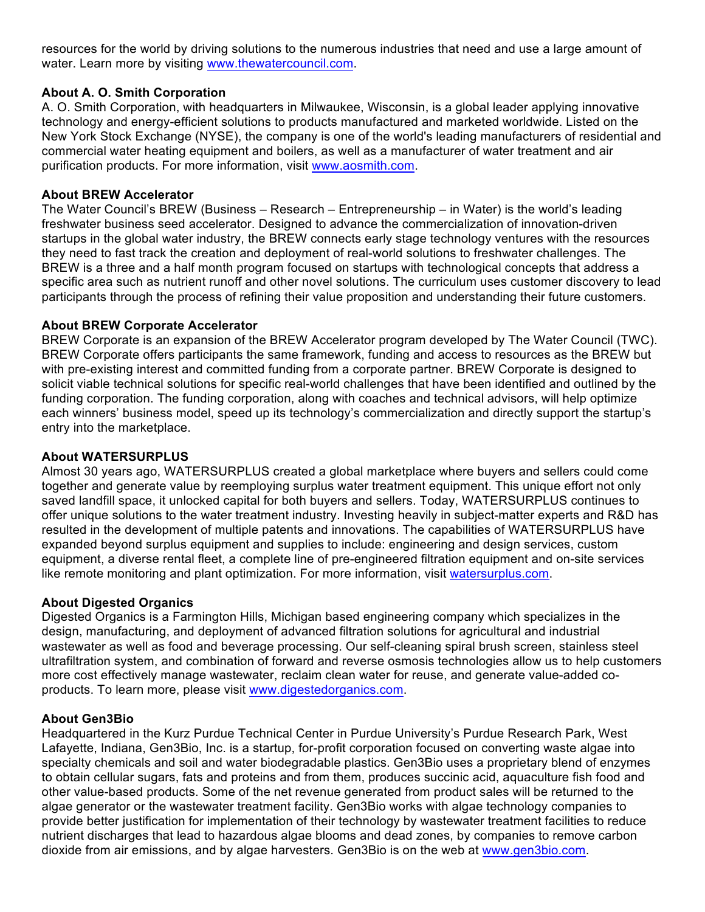resources for the world by driving solutions to the numerous industries that need and use a large amount of water. Learn more by visiting [www.thewatercouncil.com](www.thewatercouncil.com).

**About A. O. Smith Corporation**

A. O. Smith Corporation, with headquarters in Milwaukee, Wisconsin, is a global leader applying innovative technology and energy-efficient solutions to products manufactured and marketed worldwide. Listed on the New York Stock Exchange (NYSE), the company is one of the world's leading manufacturers of residential and commercial water heating equipment and boilers, as well as a manufacturer of water treatment and air purification products. For more information, visit [www.aosmith.com](www.aosmith.com).

**About BREW Accelerator**

The Water Council's BREW (Business – Research – Entrepreneurship – in Water) is the world's leading freshwater business seed accelerator. Designed to advance the commercialization of innovation-driven startups in the global water industry, the BREW connects early stage technology ventures with the resources they need to fast track the creation and deployment of real-world solutions to freshwater challenges. The BREW is a three and a half month program focused on startups with technological concepts that address a specific area such as nutrient runoff and other novel solutions. The curriculum uses customer discovery to lead participants through the process of refining their value proposition and understanding their future customers.

**About BREW Corporate Accelerator**

BREW Corporate is an expansion of the BREW Accelerator program developed by The Water Council (TWC). BREW Corporate offers participants the same framework, funding and access to resources as the BREW but with pre-existing interest and committed funding from a corporate partner. BREW Corporate is designed to solicit viable technical solutions for specific real-world challenges that have been identified and outlined by the funding corporation. The funding corporation, along with coaches and technical advisors, will help optimize each winners' business model, speed up its technology's commercialization and directly support the startup's entry into the marketplace.

**About WATERSURPLUS**

Almost 30 years ago, WATERSURPLUS created a global marketplace where buyers and sellers could come together and generate value by reemploying surplus water treatment equipment. This unique effort not only saved landfill space, it unlocked capital for both buyers and sellers. Today, WATERSURPLUS continues to offer unique solutions to the water treatment industry. Investing heavily in subject-matter experts and R&D has resulted in the development of multiple patents and innovations. The capabilities of WATERSURPLUS have expanded beyond surplus equipment and supplies to include: engineering and design services, custom equipment, a diverse rental fleet, a complete line of pre-engineered filtration equipment and on-site services like remote monitoring and plant optimization. For more information, visit [watersurplus.com](watersurplus.com).

**About Digested Organics**

Digested Organics is a Farmington Hills, Michigan based engineering company which specializes in the design, manufacturing, and deployment of advanced filtration solutions for agricultural and industrial wastewater as well as food and beverage processing. Our self-cleaning spiral brush screen, stainless steel ultrafiltration system, and combination of forward and reverse osmosis technologies allow us to help customers more cost effectively manage wastewater, reclaim clean water for reuse, and generate value-added co-products. To learn more, please visit [www.digestedorganics.com](www.digestedorganics.com).

**About Gen3Bio**

Headquartered in the Kurz Purdue Technical Center in Purdue University's Purdue Research Park, West Lafayette, Indiana, Gen3Bio, Inc. is a startup, for-profit corporation focused on converting waste algae into specialty chemicals and soil and water biodegradable plastics. Gen3Bio uses a proprietary blend of enzymes to obtain cellular sugars, fats and proteins and from them, produces succinic acid, aquaculture fish food and other value-based products. Some of the net revenue generated from product sales will be returned to the algae generator or the wastewater treatment facility. Gen3Bio works with algae technology companies to provide better justification for implementation of their technology by wastewater treatment facilities to reduce nutrient discharges that lead to hazardous algae blooms and dead zones, by companies to remove carbon dioxide from air emissions, and by algae harvesters. Gen3Bio is on the web at [www.gen3bio.com](www.gen3bio.com).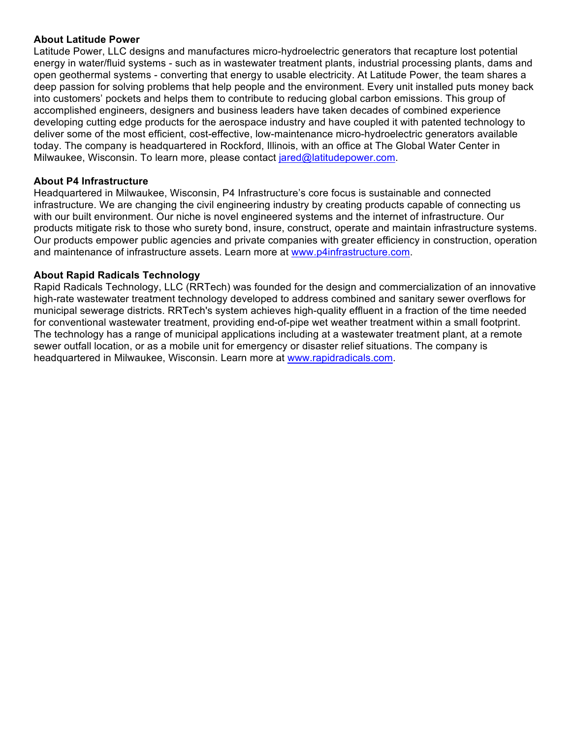**About Latitude Power**

Latitude Power, LLC designs and manufactures micro-hydroelectric generators that recapture lost potential energy in water/fluid systems - such as in wastewater treatment plants, industrial processing plants, dams and open geothermal systems - converting that energy to usable electricity. At Latitude Power, the team shares a deep passion for solving problems that help people and the environment. Every unit installed puts money back into customers' pockets and helps them to contribute to reducing global carbon emissions. This group of accomplished engineers, designers and business leaders have taken decades of combined experience developing cutting edge products for the aerospace industry and have coupled it with patented technology to deliver some of the most efficient, cost-effective, low-maintenance micro-hydroelectric generators available today. The company is headquartered in Rockford, Illinois, with an office at The Global Water Center in Milwaukee, Wisconsin. To learn more, please contact jared@latitudepower.com.

**About P4 Infrastructure**

Headquartered in Milwaukee, Wisconsin, P4 Infrastructure's core focus is sustainable and connected infrastructure. We are changing the civil engineering industry by creating products capable of connecting us with our built environment. Our niche is novel engineered systems and the internet of infrastructure. Our products mitigate risk to those who surety bond, insure, construct, operate and maintain infrastructure systems. Our products empower public agencies and private companies with greater efficiency in construction, operation and maintenance of infrastructure assets. Learn more at www.p4infrastructure.com.

**About Rapid Radicals Technology**

Rapid Radicals Technology, LLC (RRTech) was founded for the design and commercialization of an innovative high-rate wastewater treatment technology developed to address combined and sanitary sewer overflows for municipal sewerage districts. RRTech's system achieves high-quality effluent in a fraction of the time needed for conventional wastewater treatment, providing end-of-pipe wet weather treatment within a small footprint. The technology has a range of municipal applications including at a wastewater treatment plant, at a remote sewer outfall location, or as a mobile unit for emergency or disaster relief situations. The company is headquartered in Milwaukee, Wisconsin. Learn more at www.rapidradicals.com.